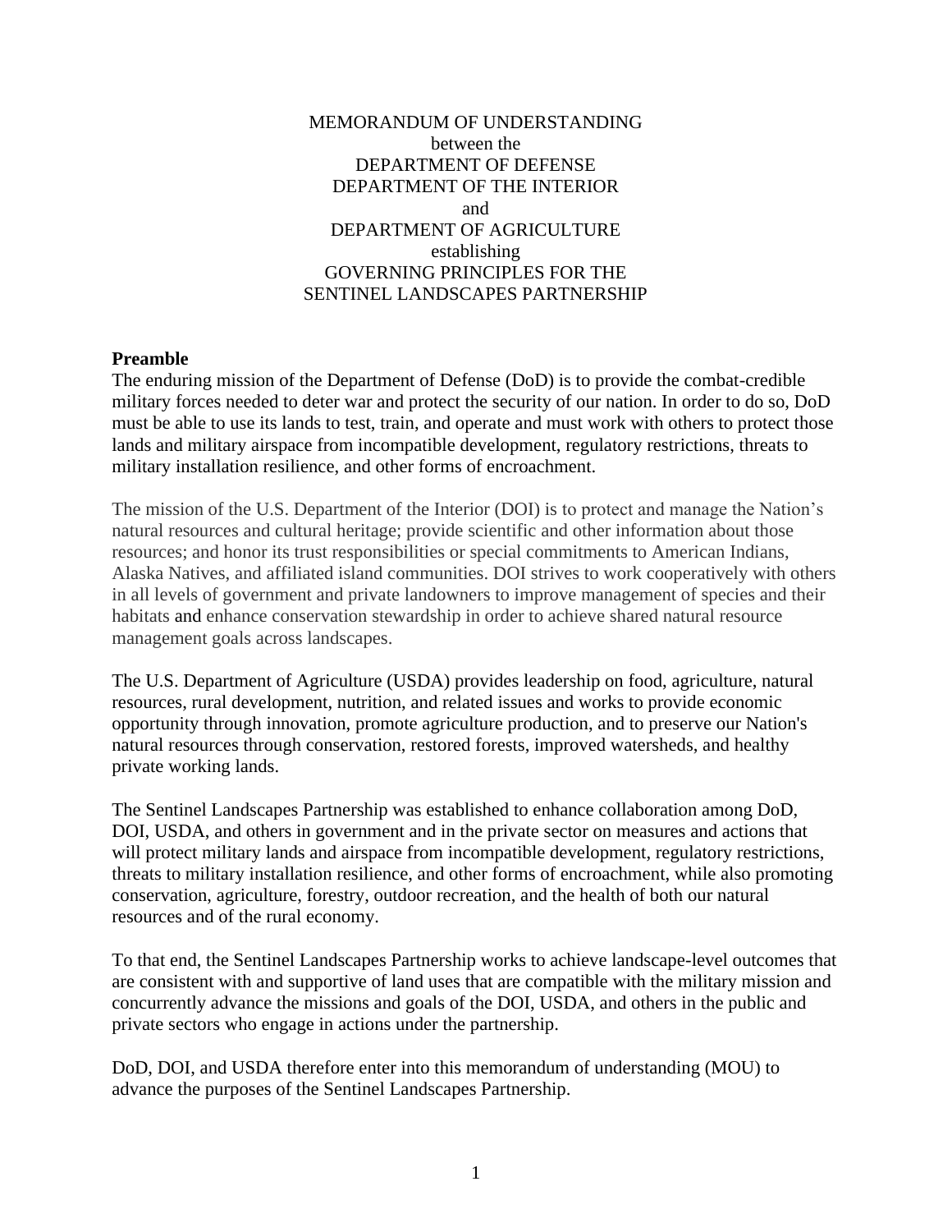# MEMORANDUM OF UNDERSTANDING
between the
DEPARTMENT OF DEFENSE
DEPARTMENT OF THE INTERIOR
and
DEPARTMENT OF AGRICULTURE
establishing
GOVERNING PRINCIPLES FOR THE
SENTINEL LANDSCAPES PARTNERSHIP

**Preamble**

The enduring mission of the Department of Defense (DoD) is to provide the combat-credible military forces needed to deter war and protect the security of our nation. In order to do so, DoD must be able to use its lands to test, train, and operate and must work with others to protect those lands and military airspace from incompatible development, regulatory restrictions, threats to military installation resilience, and other forms of encroachment.

The mission of the U.S. Department of the Interior (DOI) is to protect and manage the Nation's natural resources and cultural heritage; provide scientific and other information about those resources; and honor its trust responsibilities or special commitments to American Indians, Alaska Natives, and affiliated island communities. DOI strives to work cooperatively with others in all levels of government and private landowners to improve management of species and their habitats and enhance conservation stewardship in order to achieve shared natural resource management goals across landscapes.

The U.S. Department of Agriculture (USDA) provides leadership on food, agriculture, natural resources, rural development, nutrition, and related issues and works to provide economic opportunity through innovation, promote agriculture production, and to preserve our Nation's natural resources through conservation, restored forests, improved watersheds, and healthy private working lands.

The Sentinel Landscapes Partnership was established to enhance collaboration among DoD, DOI, USDA, and others in government and in the private sector on measures and actions that will protect military lands and airspace from incompatible development, regulatory restrictions, threats to military installation resilience, and other forms of encroachment, while also promoting conservation, agriculture, forestry, outdoor recreation, and the health of both our natural resources and of the rural economy.

To that end, the Sentinel Landscapes Partnership works to achieve landscape-level outcomes that are consistent with and supportive of land uses that are compatible with the military mission and concurrently advance the missions and goals of the DOI, USDA, and others in the public and private sectors who engage in actions under the partnership.

DoD, DOI, and USDA therefore enter into this memorandum of understanding (MOU) to advance the purposes of the Sentinel Landscapes Partnership.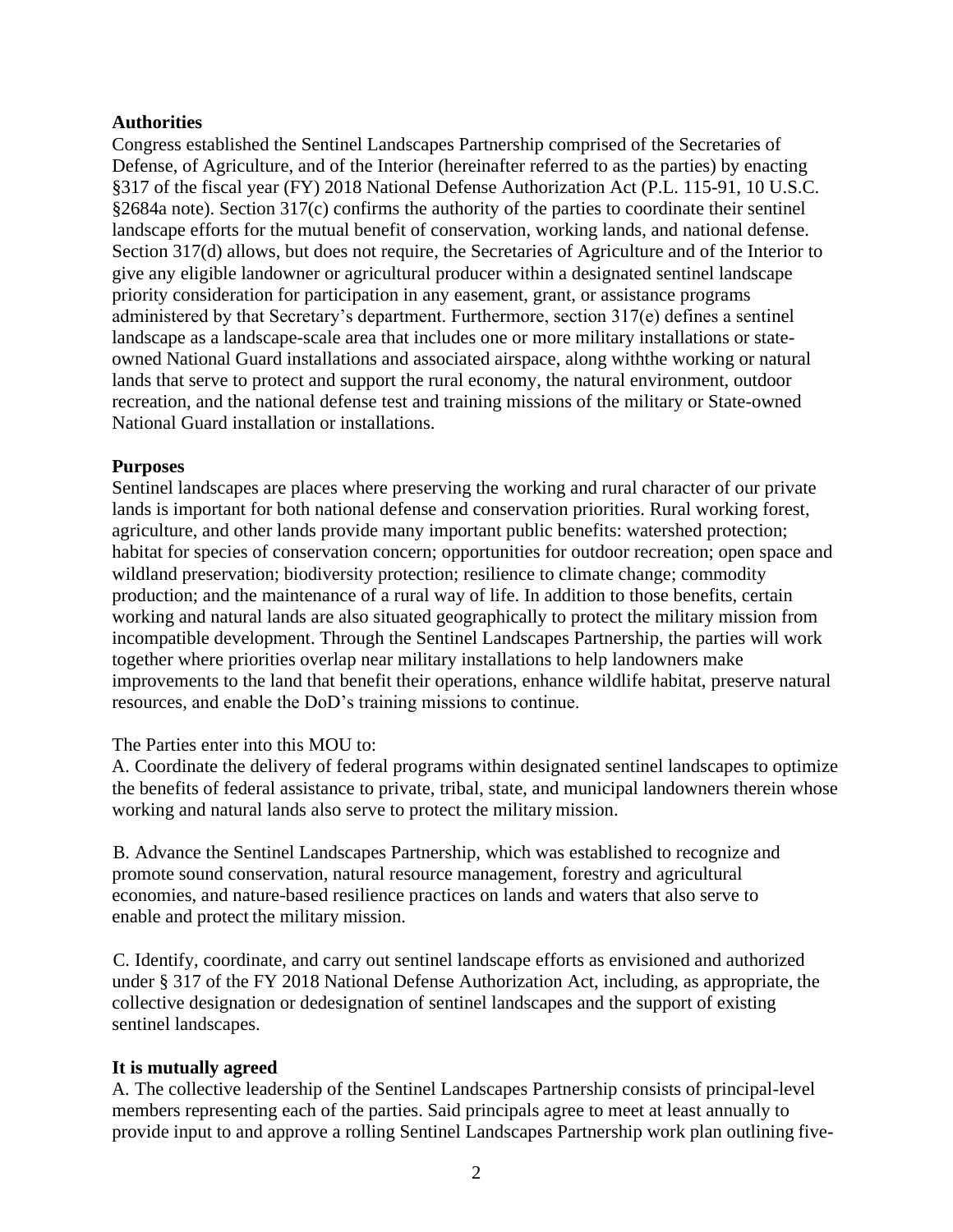**Authorities**

Congress established the Sentinel Landscapes Partnership comprised of the Secretaries of Defense, of Agriculture, and of the Interior (hereinafter referred to as the parties) by enacting §317 of the fiscal year (FY) 2018 National Defense Authorization Act (P.L. 115-91, 10 U.S.C. §2684a note). Section 317(c) confirms the authority of the parties to coordinate their sentinel landscape efforts for the mutual benefit of conservation, working lands, and national defense. Section 317(d) allows, but does not require, the Secretaries of Agriculture and of the Interior to give any eligible landowner or agricultural producer within a designated sentinel landscape priority consideration for participation in any easement, grant, or assistance programs administered by that Secretary's department. Furthermore, section 317(e) defines a sentinel landscape as a landscape-scale area that includes one or more military installations or state-owned National Guard installations and associated airspace, along withthe working or natural lands that serve to protect and support the rural economy, the natural environment, outdoor recreation, and the national defense test and training missions of the military or State-owned National Guard installation or installations.

**Purposes**

Sentinel landscapes are places where preserving the working and rural character of our private lands is important for both national defense and conservation priorities. Rural working forest, agriculture, and other lands provide many important public benefits: watershed protection; habitat for species of conservation concern; opportunities for outdoor recreation; open space and wildland preservation; biodiversity protection; resilience to climate change; commodity production; and the maintenance of a rural way of life. In addition to those benefits, certain working and natural lands are also situated geographically to protect the military mission from incompatible development. Through the Sentinel Landscapes Partnership, the parties will work together where priorities overlap near military installations to help landowners make improvements to the land that benefit their operations, enhance wildlife habitat, preserve natural resources, and enable the DoD's training missions to continue.

The Parties enter into this MOU to:

A. Coordinate the delivery of federal programs within designated sentinel landscapes to optimize the benefits of federal assistance to private, tribal, state, and municipal landowners therein whose working and natural lands also serve to protect the military mission.

B. Advance the Sentinel Landscapes Partnership, which was established to recognize and promote sound conservation, natural resource management, forestry and agricultural economies, and nature-based resilience practices on lands and waters that also serve to enable and protect the military mission.

C. Identify, coordinate, and carry out sentinel landscape efforts as envisioned and authorized under § 317 of the FY 2018 National Defense Authorization Act, including, as appropriate, the collective designation or dedesignation of sentinel landscapes and the support of existing sentinel landscapes.

**It is mutually agreed**

A. The collective leadership of the Sentinel Landscapes Partnership consists of principal-level members representing each of the parties. Said principals agree to meet at least annually to provide input to and approve a rolling Sentinel Landscapes Partnership work plan outlining five-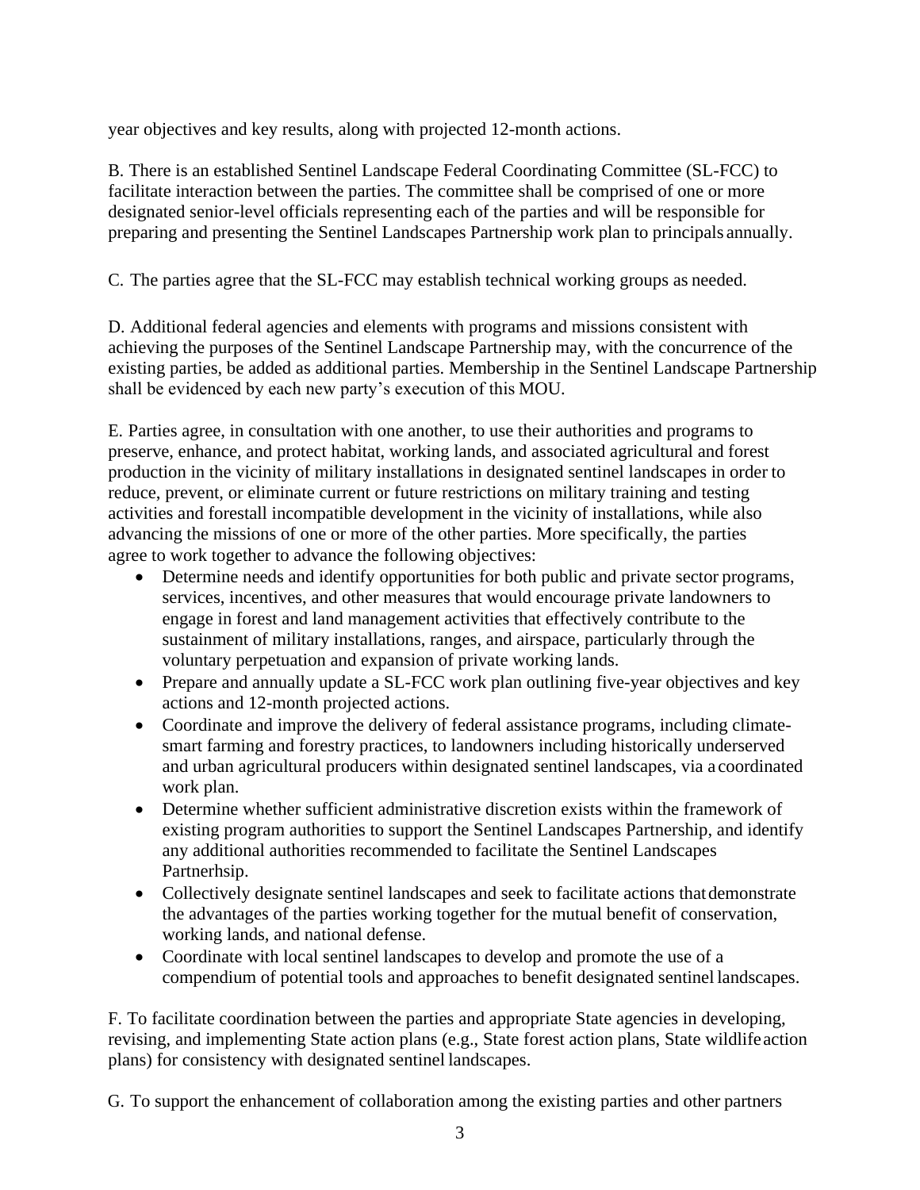year objectives and key results, along with projected 12-month actions.

B. There is an established Sentinel Landscape Federal Coordinating Committee (SL-FCC) to facilitate interaction between the parties. The committee shall be comprised of one or more designated senior-level officials representing each of the parties and will be responsible for preparing and presenting the Sentinel Landscapes Partnership work plan to principals annually.

C. The parties agree that the SL-FCC may establish technical working groups as needed.

D. Additional federal agencies and elements with programs and missions consistent with achieving the purposes of the Sentinel Landscape Partnership may, with the concurrence of the existing parties, be added as additional parties. Membership in the Sentinel Landscape Partnership shall be evidenced by each new party's execution of this MOU.

E. Parties agree, in consultation with one another, to use their authorities and programs to preserve, enhance, and protect habitat, working lands, and associated agricultural and forest production in the vicinity of military installations in designated sentinel landscapes in order to reduce, prevent, or eliminate current or future restrictions on military training and testing activities and forestall incompatible development in the vicinity of installations, while also advancing the missions of one or more of the other parties. More specifically, the parties agree to work together to advance the following objectives:

- Determine needs and identify opportunities for both public and private sector programs, services, incentives, and other measures that would encourage private landowners to engage in forest and land management activities that effectively contribute to the sustainment of military installations, ranges, and airspace, particularly through the voluntary perpetuation and expansion of private working lands.
- Prepare and annually update a SL-FCC work plan outlining five-year objectives and key actions and 12-month projected actions.
- Coordinate and improve the delivery of federal assistance programs, including climate-smart farming and forestry practices, to landowners including historically underserved and urban agricultural producers within designated sentinel landscapes, via a coordinated work plan.
- Determine whether sufficient administrative discretion exists within the framework of existing program authorities to support the Sentinel Landscapes Partnership, and identify any additional authorities recommended to facilitate the Sentinel Landscapes Partnerhsip.
- Collectively designate sentinel landscapes and seek to facilitate actions that demonstrate the advantages of the parties working together for the mutual benefit of conservation, working lands, and national defense.
- Coordinate with local sentinel landscapes to develop and promote the use of a compendium of potential tools and approaches to benefit designated sentinel landscapes.

F. To facilitate coordination between the parties and appropriate State agencies in developing, revising, and implementing State action plans (e.g., State forest action plans, State wildlife action plans) for consistency with designated sentinel landscapes.

G. To support the enhancement of collaboration among the existing parties and other partners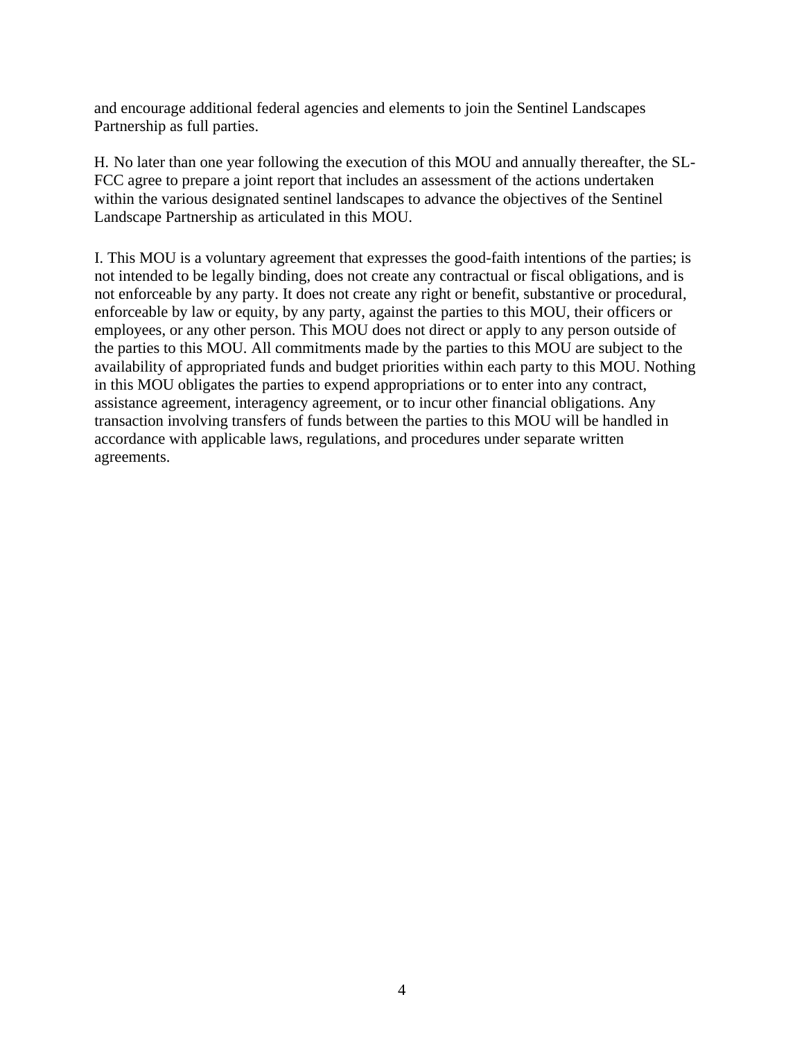and encourage additional federal agencies and elements to join the Sentinel Landscapes Partnership as full parties.

H. No later than one year following the execution of this MOU and annually thereafter, the SL-FCC agree to prepare a joint report that includes an assessment of the actions undertaken within the various designated sentinel landscapes to advance the objectives of the Sentinel Landscape Partnership as articulated in this MOU.

I. This MOU is a voluntary agreement that expresses the good-faith intentions of the parties; is not intended to be legally binding, does not create any contractual or fiscal obligations, and is not enforceable by any party. It does not create any right or benefit, substantive or procedural, enforceable by law or equity, by any party, against the parties to this MOU, their officers or employees, or any other person. This MOU does not direct or apply to any person outside of the parties to this MOU. All commitments made by the parties to this MOU are subject to the availability of appropriated funds and budget priorities within each party to this MOU. Nothing in this MOU obligates the parties to expend appropriations or to enter into any contract, assistance agreement, interagency agreement, or to incur other financial obligations. Any transaction involving transfers of funds between the parties to this MOU will be handled in accordance with applicable laws, regulations, and procedures under separate written agreements.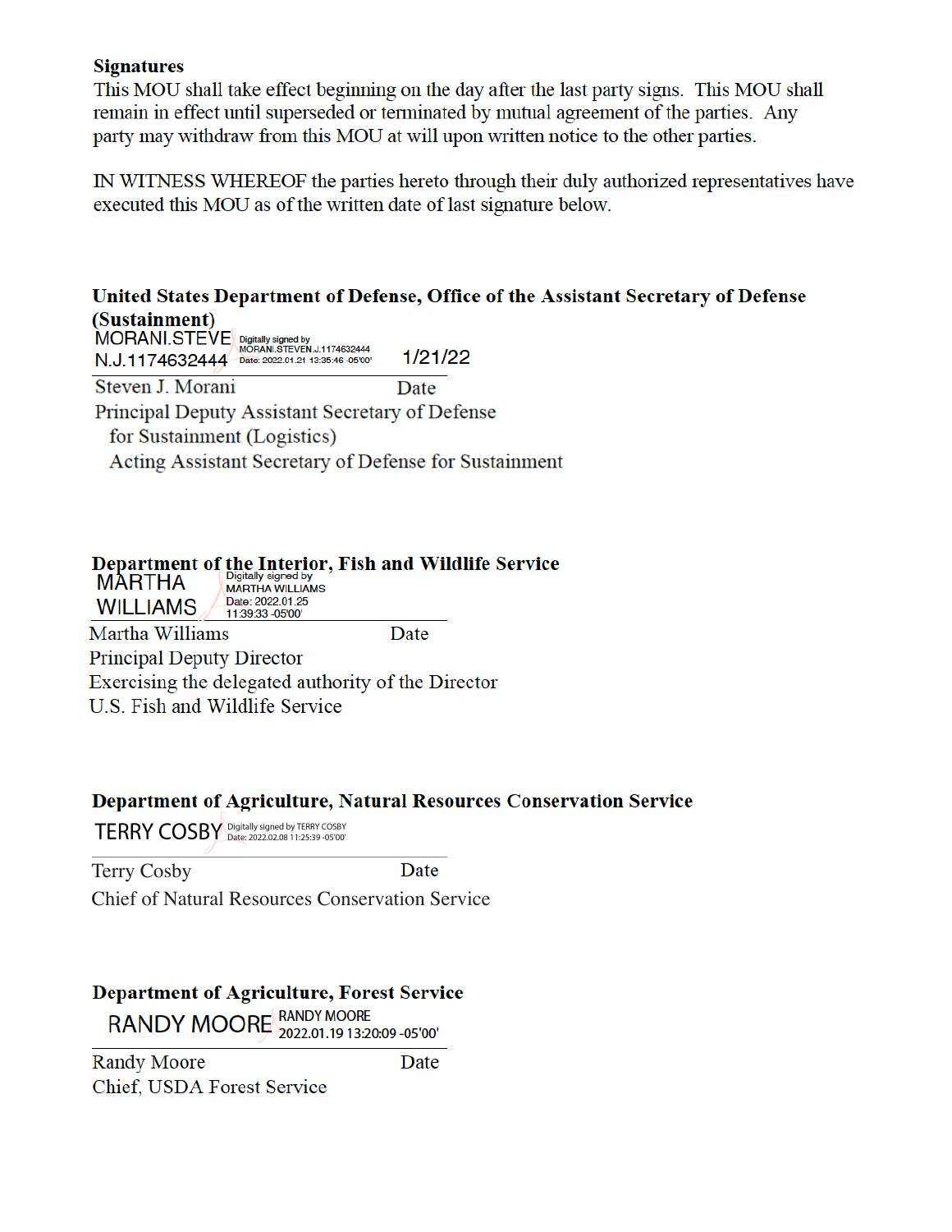**Signatures**

This MOU shall take effect beginning on the day after the last party signs. This MOU shall remain in effect until superseded or terminated by mutual agreement of the parties. Any party may withdraw from this MOU at will upon written notice to the other parties.

IN WITNESS WHEREOF the parties hereto through their duly authorized representatives have executed this MOU as of the written date of last signature below.

**United States Department of Defense, Office of the Assistant Secretary of Defense (Sustainment)**

MORANI.STEVEN.J.1174632444 Digitally signed by MORANI.STEVEN.J.1174632444 Date: 2022.01.21 13:35:46 -05'00' 1/21/22

Steven J. Morani Date
Principal Deputy Assistant Secretary of Defense
for Sustainment (Logistics)
Acting Assistant Secretary of Defense for Sustainment

**Department of the Interior, Fish and Wildlife Service**

MARTHA WILLIAMS Digitally signed by MARTHA WILLIAMS Date: 2022.01.25 11:39:33 -05'00'

Martha Williams Date
Principal Deputy Director
Exercising the delegated authority of the Director
U.S. Fish and Wildlife Service

**Department of Agriculture, Natural Resources Conservation Service**

TERRY COSBY Digitally signed by TERRY COSBY Date: 2022.02.08 11:25:39 -05'00'

Terry Cosby Date
Chief of Natural Resources Conservation Service

**Department of Agriculture, Forest Service**

RANDY MOORE RANDY MOORE 2022.01.19 13:20:09 -05'00'

Randy Moore Date
Chief, USDA Forest Service